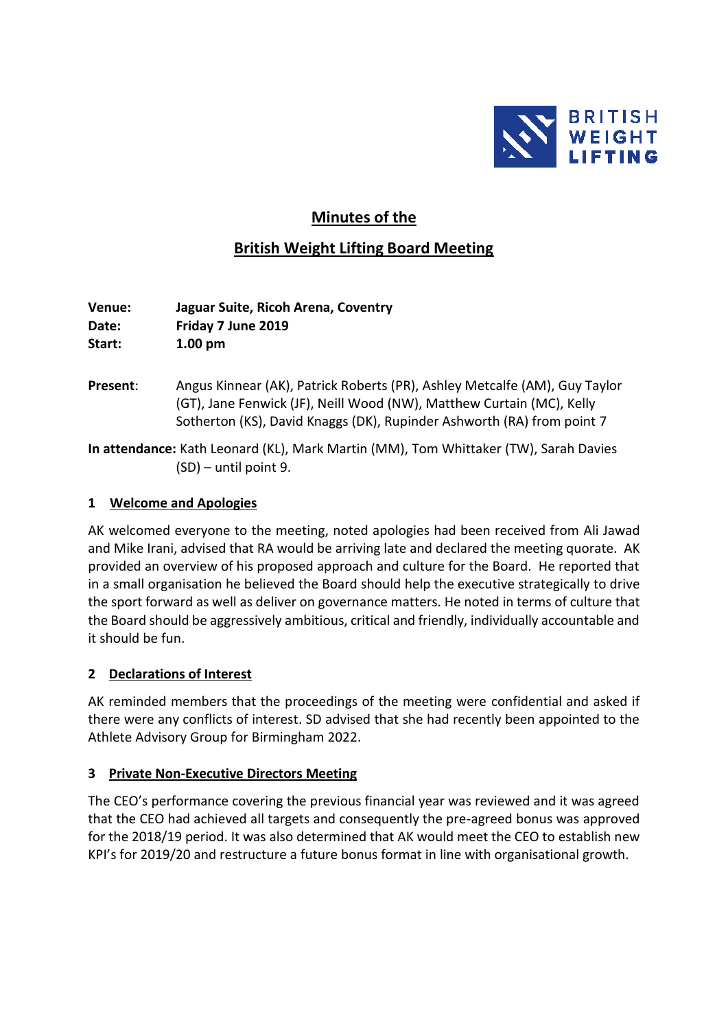# Minutes of the

# British Weight Lifting Board Meeting

**Venue:** **Jaguar Suite, Ricoh Arena, Coventry**
**Date:** **Friday 7 June 2019**
**Start:** **1.00 pm**

**Present**: Angus Kinnear (AK), Patrick Roberts (PR), Ashley Metcalfe (AM), Guy Taylor (GT), Jane Fenwick (JF), Neill Wood (NW), Matthew Curtain (MC), Kelly Sotherton (KS), David Knaggs (DK), Rupinder Ashworth (RA) from point 7

**In attendance:** Kath Leonard (KL), Mark Martin (MM), Tom Whittaker (TW), Sarah Davies (SD) – until point 9.

## 1 Welcome and Apologies

AK welcomed everyone to the meeting, noted apologies had been received from Ali Jawad and Mike Irani, advised that RA would be arriving late and declared the meeting quorate. AK provided an overview of his proposed approach and culture for the Board. He reported that in a small organisation he believed the Board should help the executive strategically to drive the sport forward as well as deliver on governance matters. He noted in terms of culture that the Board should be aggressively ambitious, critical and friendly, individually accountable and it should be fun.

## 2 Declarations of Interest

AK reminded members that the proceedings of the meeting were confidential and asked if there were any conflicts of interest. SD advised that she had recently been appointed to the Athlete Advisory Group for Birmingham 2022.

## 3 Private Non-Executive Directors Meeting

The CEO's performance covering the previous financial year was reviewed and it was agreed that the CEO had achieved all targets and consequently the pre-agreed bonus was approved for the 2018/19 period. It was also determined that AK would meet the CEO to establish new KPI's for 2019/20 and restructure a future bonus format in line with organisational growth.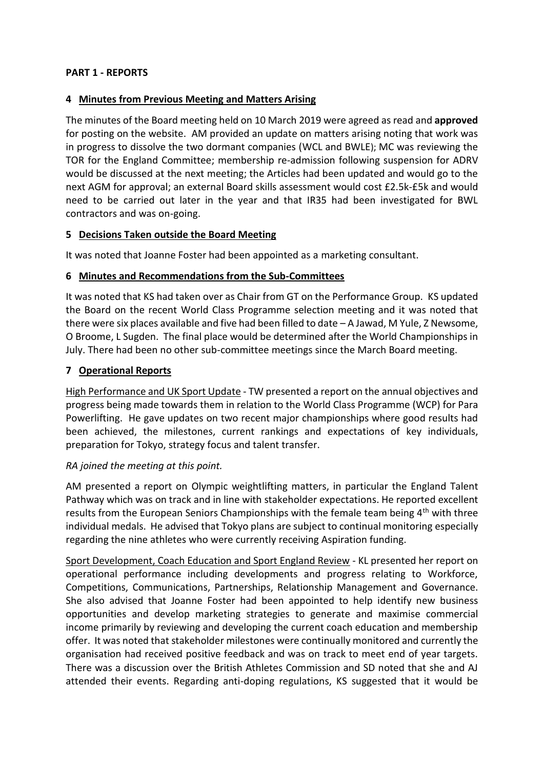**PART 1 - REPORTS**

## 4 Minutes from Previous Meeting and Matters Arising

The minutes of the Board meeting held on 10 March 2019 were agreed as read and **approved** for posting on the website. AM provided an update on matters arising noting that work was in progress to dissolve the two dormant companies (WCL and BWLE); MC was reviewing the TOR for the England Committee; membership re-admission following suspension for ADRV would be discussed at the next meeting; the Articles had been updated and would go to the next AGM for approval; an external Board skills assessment would cost £2.5k-£5k and would need to be carried out later in the year and that IR35 had been investigated for BWL contractors and was on-going.

## 5 Decisions Taken outside the Board Meeting

It was noted that Joanne Foster had been appointed as a marketing consultant.

## 6 Minutes and Recommendations from the Sub-Committees

It was noted that KS had taken over as Chair from GT on the Performance Group. KS updated the Board on the recent World Class Programme selection meeting and it was noted that there were six places available and five had been filled to date – A Jawad, M Yule, Z Newsome, O Broome, L Sugden. The final place would be determined after the World Championships in July. There had been no other sub-committee meetings since the March Board meeting.

## 7 Operational Reports

High Performance and UK Sport Update - TW presented a report on the annual objectives and progress being made towards them in relation to the World Class Programme (WCP) for Para Powerlifting. He gave updates on two recent major championships where good results had been achieved, the milestones, current rankings and expectations of key individuals, preparation for Tokyo, strategy focus and talent transfer.

*RA joined the meeting at this point.*

AM presented a report on Olympic weightlifting matters, in particular the England Talent Pathway which was on track and in line with stakeholder expectations. He reported excellent results from the European Seniors Championships with the female team being 4th with three individual medals. He advised that Tokyo plans are subject to continual monitoring especially regarding the nine athletes who were currently receiving Aspiration funding.

Sport Development, Coach Education and Sport England Review - KL presented her report on operational performance including developments and progress relating to Workforce, Competitions, Communications, Partnerships, Relationship Management and Governance. She also advised that Joanne Foster had been appointed to help identify new business opportunities and develop marketing strategies to generate and maximise commercial income primarily by reviewing and developing the current coach education and membership offer. It was noted that stakeholder milestones were continually monitored and currently the organisation had received positive feedback and was on track to meet end of year targets. There was a discussion over the British Athletes Commission and SD noted that she and AJ attended their events. Regarding anti-doping regulations, KS suggested that it would be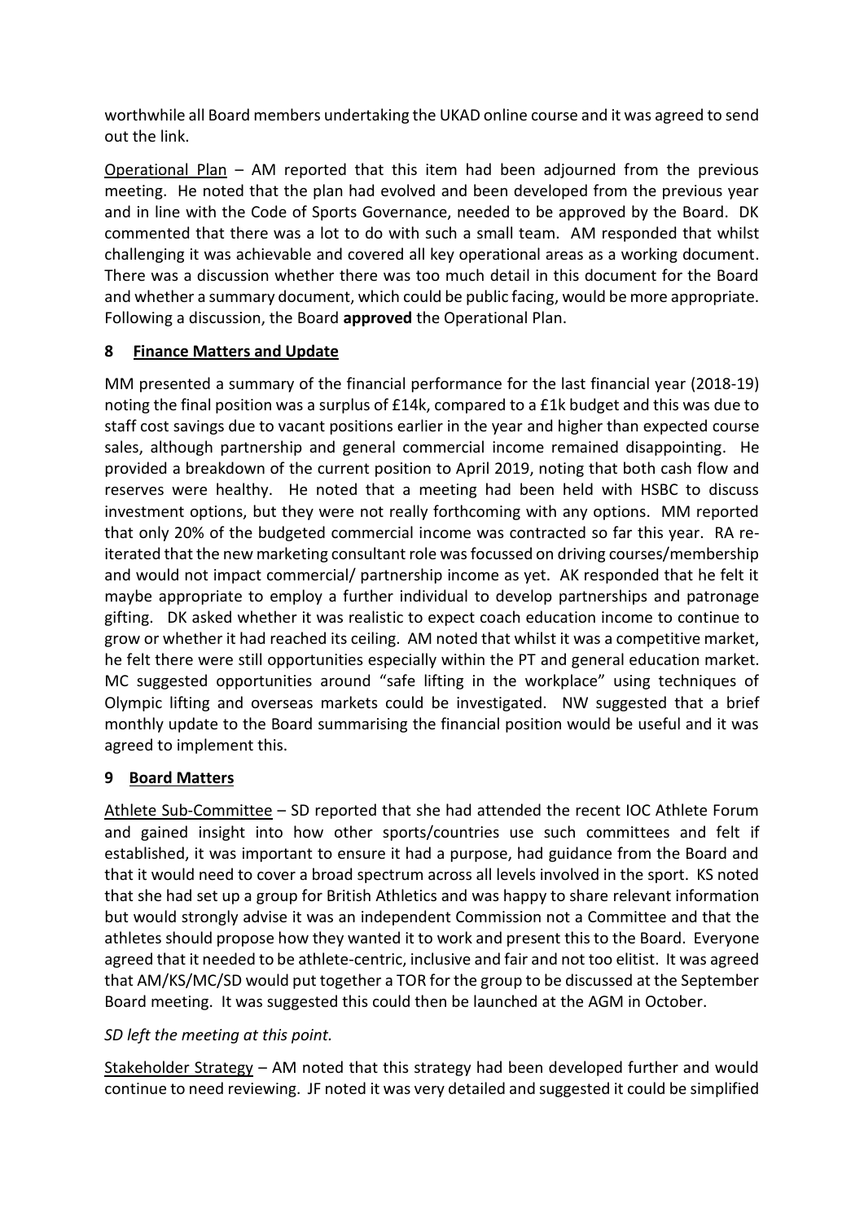worthwhile all Board members undertaking the UKAD online course and it was agreed to send out the link.

Operational Plan – AM reported that this item had been adjourned from the previous meeting. He noted that the plan had evolved and been developed from the previous year and in line with the Code of Sports Governance, needed to be approved by the Board. DK commented that there was a lot to do with such a small team. AM responded that whilst challenging it was achievable and covered all key operational areas as a working document. There was a discussion whether there was too much detail in this document for the Board and whether a summary document, which could be public facing, would be more appropriate. Following a discussion, the Board **approved** the Operational Plan.

## 8 Finance Matters and Update

MM presented a summary of the financial performance for the last financial year (2018-19) noting the final position was a surplus of £14k, compared to a £1k budget and this was due to staff cost savings due to vacant positions earlier in the year and higher than expected course sales, although partnership and general commercial income remained disappointing. He provided a breakdown of the current position to April 2019, noting that both cash flow and reserves were healthy. He noted that a meeting had been held with HSBC to discuss investment options, but they were not really forthcoming with any options. MM reported that only 20% of the budgeted commercial income was contracted so far this year. RA re-iterated that the new marketing consultant role was focussed on driving courses/membership and would not impact commercial/ partnership income as yet. AK responded that he felt it maybe appropriate to employ a further individual to develop partnerships and patronage gifting. DK asked whether it was realistic to expect coach education income to continue to grow or whether it had reached its ceiling. AM noted that whilst it was a competitive market, he felt there were still opportunities especially within the PT and general education market. MC suggested opportunities around "safe lifting in the workplace" using techniques of Olympic lifting and overseas markets could be investigated. NW suggested that a brief monthly update to the Board summarising the financial position would be useful and it was agreed to implement this.

## 9 Board Matters

Athlete Sub-Committee – SD reported that she had attended the recent IOC Athlete Forum and gained insight into how other sports/countries use such committees and felt if established, it was important to ensure it had a purpose, had guidance from the Board and that it would need to cover a broad spectrum across all levels involved in the sport. KS noted that she had set up a group for British Athletics and was happy to share relevant information but would strongly advise it was an independent Commission not a Committee and that the athletes should propose how they wanted it to work and present this to the Board. Everyone agreed that it needed to be athlete-centric, inclusive and fair and not too elitist. It was agreed that AM/KS/MC/SD would put together a TOR for the group to be discussed at the September Board meeting. It was suggested this could then be launched at the AGM in October.

*SD left the meeting at this point.*

Stakeholder Strategy – AM noted that this strategy had been developed further and would continue to need reviewing. JF noted it was very detailed and suggested it could be simplified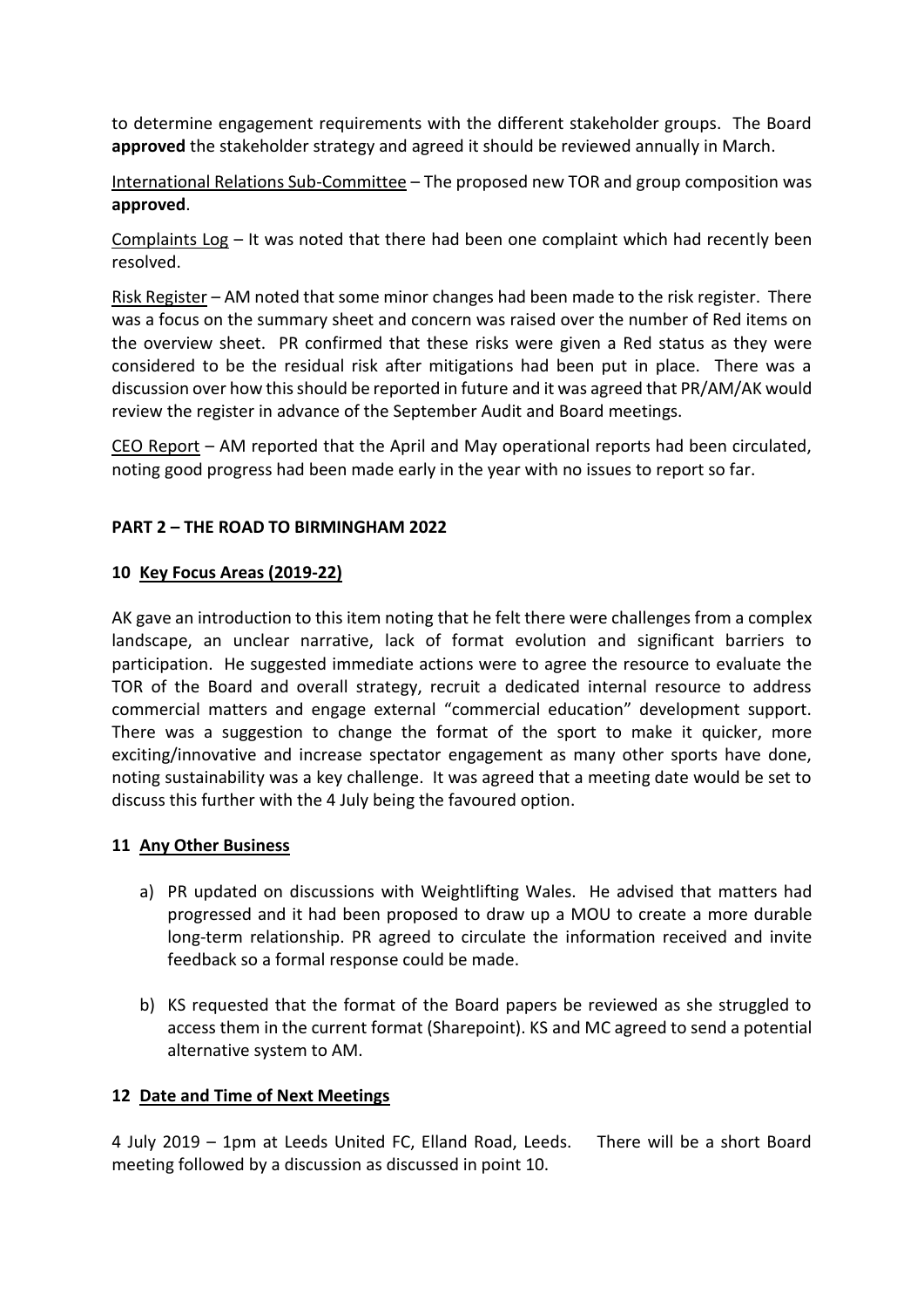to determine engagement requirements with the different stakeholder groups. The Board **approved** the stakeholder strategy and agreed it should be reviewed annually in March.

International Relations Sub-Committee – The proposed new TOR and group composition was **approved**.

Complaints Log – It was noted that there had been one complaint which had recently been resolved.

Risk Register – AM noted that some minor changes had been made to the risk register. There was a focus on the summary sheet and concern was raised over the number of Red items on the overview sheet. PR confirmed that these risks were given a Red status as they were considered to be the residual risk after mitigations had been put in place. There was a discussion over how this should be reported in future and it was agreed that PR/AM/AK would review the register in advance of the September Audit and Board meetings.

CEO Report – AM reported that the April and May operational reports had been circulated, noting good progress had been made early in the year with no issues to report so far.

**PART 2 – THE ROAD TO BIRMINGHAM 2022**

**10 Key Focus Areas (2019-22)**

AK gave an introduction to this item noting that he felt there were challenges from a complex landscape, an unclear narrative, lack of format evolution and significant barriers to participation. He suggested immediate actions were to agree the resource to evaluate the TOR of the Board and overall strategy, recruit a dedicated internal resource to address commercial matters and engage external "commercial education" development support. There was a suggestion to change the format of the sport to make it quicker, more exciting/innovative and increase spectator engagement as many other sports have done, noting sustainability was a key challenge. It was agreed that a meeting date would be set to discuss this further with the 4 July being the favoured option.

**11 Any Other Business**

a) PR updated on discussions with Weightlifting Wales. He advised that matters had progressed and it had been proposed to draw up a MOU to create a more durable long-term relationship. PR agreed to circulate the information received and invite feedback so a formal response could be made.

b) KS requested that the format of the Board papers be reviewed as she struggled to access them in the current format (Sharepoint). KS and MC agreed to send a potential alternative system to AM.

**12 Date and Time of Next Meetings**

4 July 2019 – 1pm at Leeds United FC, Elland Road, Leeds. There will be a short Board meeting followed by a discussion as discussed in point 10.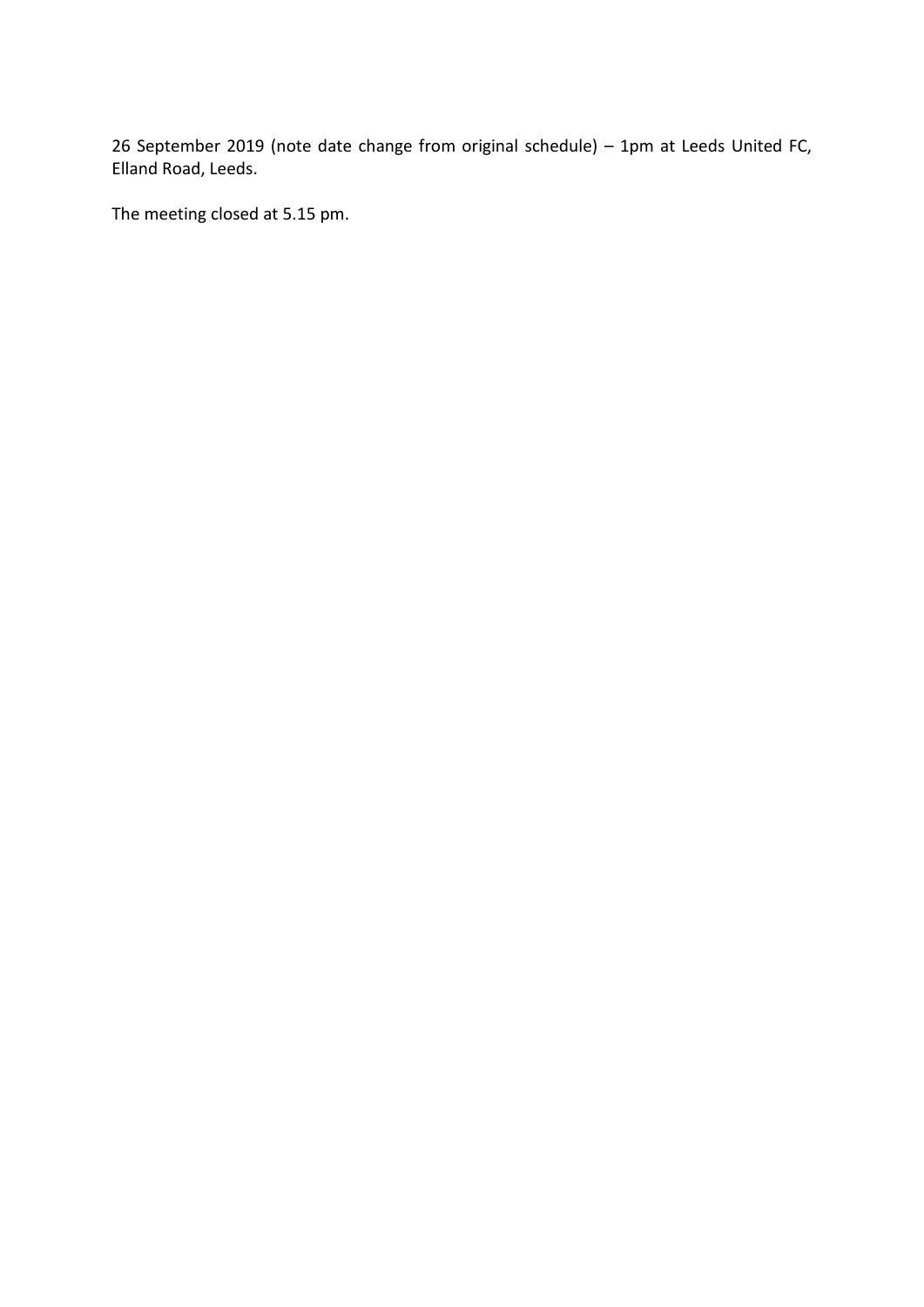26 September 2019 (note date change from original schedule) – 1pm at Leeds United FC, Elland Road, Leeds.

The meeting closed at 5.15 pm.